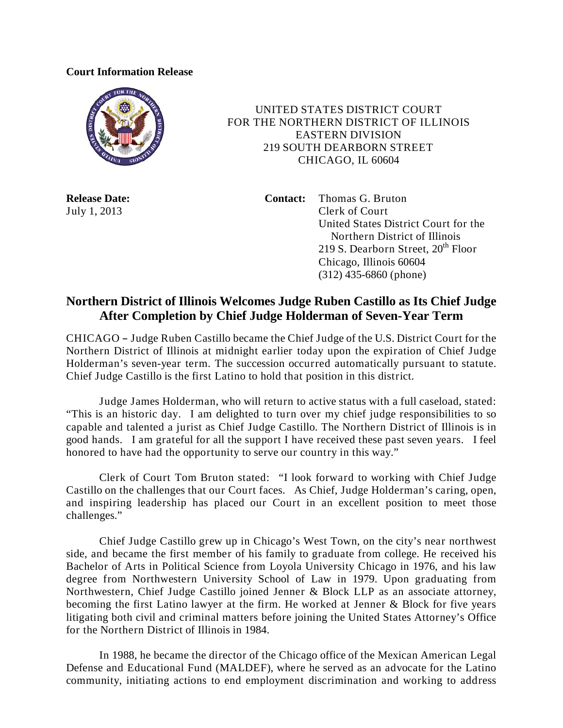**Court Information Release**

UNITED STATES DISTRICT COURT
FOR THE NORTHERN DISTRICT OF ILLINOIS
EASTERN DIVISION
219 SOUTH DEARBORN STREET
CHICAGO, IL 60604

**Release Date:**
July 1, 2013

**Contact:** Thomas G. Bruton
Clerk of Court
United States District Court for the Northern District of Illinois
219 S. Dearborn Street, 20th Floor
Chicago, Illinois 60604
(312) 435-6860 (phone)

## Northern District of Illinois Welcomes Judge Ruben Castillo as Its Chief Judge After Completion by Chief Judge Holderman of Seven-Year Term

CHICAGO – Judge Ruben Castillo became the Chief Judge of the U.S. District Court for the Northern District of Illinois at midnight earlier today upon the expiration of Chief Judge Holderman's seven-year term. The succession occurred automatically pursuant to statute. Chief Judge Castillo is the first Latino to hold that position in this district.

Judge James Holderman, who will return to active status with a full caseload, stated: "This is an historic day. I am delighted to turn over my chief judge responsibilities to so capable and talented a jurist as Chief Judge Castillo. The Northern District of Illinois is in good hands. I am grateful for all the support I have received these past seven years. I feel honored to have had the opportunity to serve our country in this way."

Clerk of Court Tom Bruton stated: "I look forward to working with Chief Judge Castillo on the challenges that our Court faces. As Chief, Judge Holderman's caring, open, and inspiring leadership has placed our Court in an excellent position to meet those challenges."

Chief Judge Castillo grew up in Chicago's West Town, on the city's near northwest side, and became the first member of his family to graduate from college. He received his Bachelor of Arts in Political Science from Loyola University Chicago in 1976, and his law degree from Northwestern University School of Law in 1979. Upon graduating from Northwestern, Chief Judge Castillo joined Jenner & Block LLP as an associate attorney, becoming the first Latino lawyer at the firm. He worked at Jenner & Block for five years litigating both civil and criminal matters before joining the United States Attorney's Office for the Northern District of Illinois in 1984.

In 1988, he became the director of the Chicago office of the Mexican American Legal Defense and Educational Fund (MALDEF), where he served as an advocate for the Latino community, initiating actions to end employment discrimination and working to address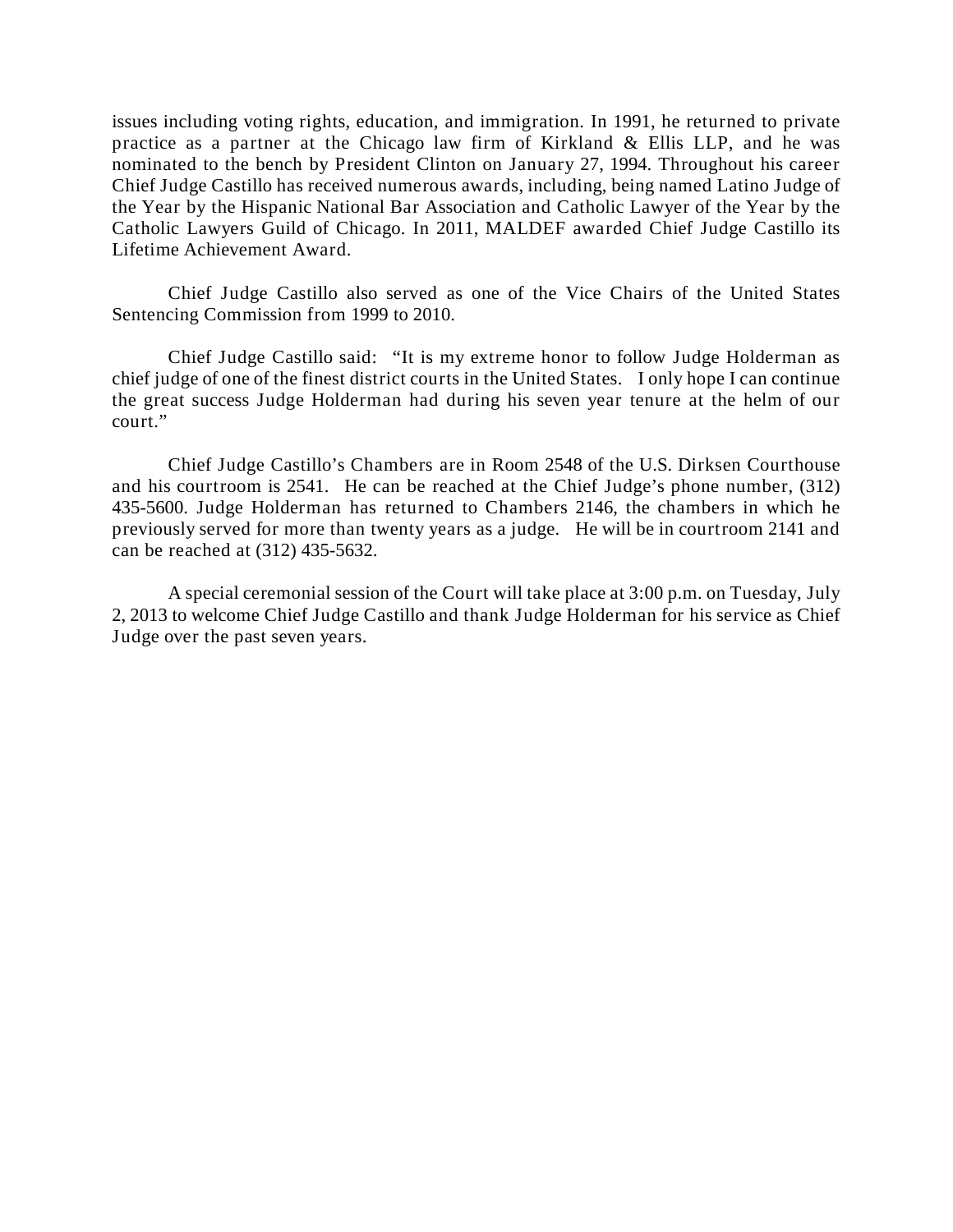issues including voting rights, education, and immigration. In 1991, he returned to private practice as a partner at the Chicago law firm of Kirkland & Ellis LLP, and he was nominated to the bench by President Clinton on January 27, 1994. Throughout his career Chief Judge Castillo has received numerous awards, including, being named Latino Judge of the Year by the Hispanic National Bar Association and Catholic Lawyer of the Year by the Catholic Lawyers Guild of Chicago. In 2011, MALDEF awarded Chief Judge Castillo its Lifetime Achievement Award.

Chief Judge Castillo also served as one of the Vice Chairs of the United States Sentencing Commission from 1999 to 2010.

Chief Judge Castillo said: "It is my extreme honor to follow Judge Holderman as chief judge of one of the finest district courts in the United States. I only hope I can continue the great success Judge Holderman had during his seven year tenure at the helm of our court."

Chief Judge Castillo's Chambers are in Room 2548 of the U.S. Dirksen Courthouse and his courtroom is 2541. He can be reached at the Chief Judge's phone number, (312) 435-5600. Judge Holderman has returned to Chambers 2146, the chambers in which he previously served for more than twenty years as a judge. He will be in courtroom 2141 and can be reached at (312) 435-5632.

A special ceremonial session of the Court will take place at 3:00 p.m. on Tuesday, July 2, 2013 to welcome Chief Judge Castillo and thank Judge Holderman for his service as Chief Judge over the past seven years.